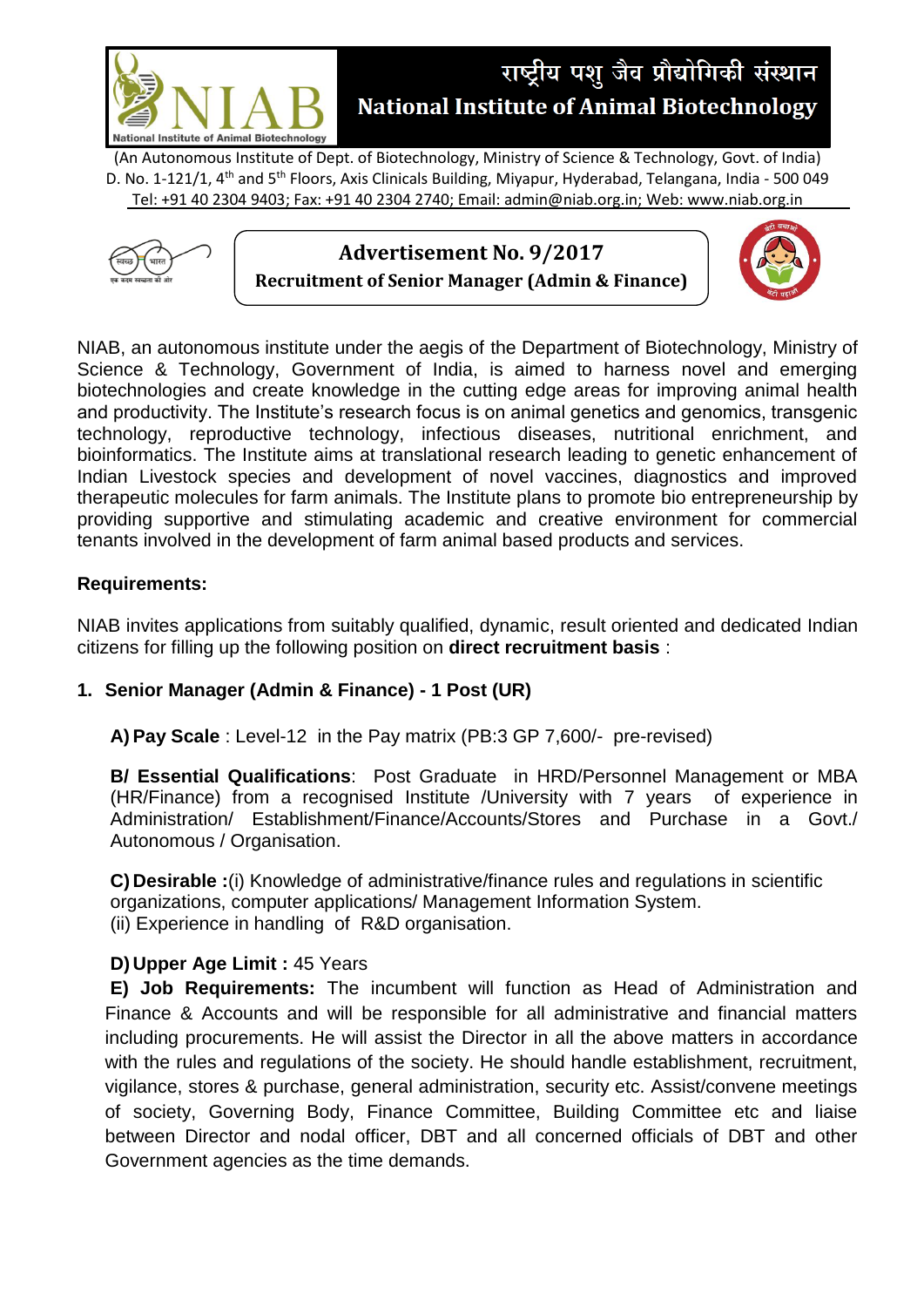# राष्ट्रीय पशु जैव प्रौद्योगिकी संस्थान
# National Institute of Animal Biotechnology

(An Autonomous Institute of Dept. of Biotechnology, Ministry of Science & Technology, Govt. of India)
D. No. 1-121/1, 4th and 5th Floors, Axis Clinicals Building, Miyapur, Hyderabad, Telangana, India - 500 049
Tel: +91 40 2304 9403; Fax: +91 40 2304 2740; Email: admin@niab.org.in; Web: www.niab.org.in

## Advertisement No. 9/2017
### Recruitment of Senior Manager (Admin & Finance)

NIAB, an autonomous institute under the aegis of the Department of Biotechnology, Ministry of Science & Technology, Government of India, is aimed to harness novel and emerging biotechnologies and create knowledge in the cutting edge areas for improving animal health and productivity. The Institute's research focus is on animal genetics and genomics, transgenic technology, reproductive technology, infectious diseases, nutritional enrichment, and bioinformatics. The Institute aims at translational research leading to genetic enhancement of Indian Livestock species and development of novel vaccines, diagnostics and improved therapeutic molecules for farm animals. The Institute plans to promote bio entrepreneurship by providing supportive and stimulating academic and creative environment for commercial tenants involved in the development of farm animal based products and services.

**Requirements:**

NIAB invites applications from suitably qualified, dynamic, result oriented and dedicated Indian citizens for filling up the following position on **direct recruitment basis** :

**1. Senior Manager (Admin & Finance) - 1 Post (UR)**

**A) Pay Scale** : Level-12 in the Pay matrix (PB:3 GP 7,600/- pre-revised)

**B/ Essential Qualifications**: Post Graduate in HRD/Personnel Management or MBA (HR/Finance) from a recognised Institute /University with 7 years of experience in Administration/ Establishment/Finance/Accounts/Stores and Purchase in a Govt./ Autonomous / Organisation.

**C) Desirable :**(i) Knowledge of administrative/finance rules and regulations in scientific organizations, computer applications/ Management Information System.
(ii) Experience in handling of R&D organisation.

**D) Upper Age Limit :** 45 Years

**E) Job Requirements:** The incumbent will function as Head of Administration and Finance & Accounts and will be responsible for all administrative and financial matters including procurements. He will assist the Director in all the above matters in accordance with the rules and regulations of the society. He should handle establishment, recruitment, vigilance, stores & purchase, general administration, security etc. Assist/convene meetings of society, Governing Body, Finance Committee, Building Committee etc and liaise between Director and nodal officer, DBT and all concerned officials of DBT and other Government agencies as the time demands.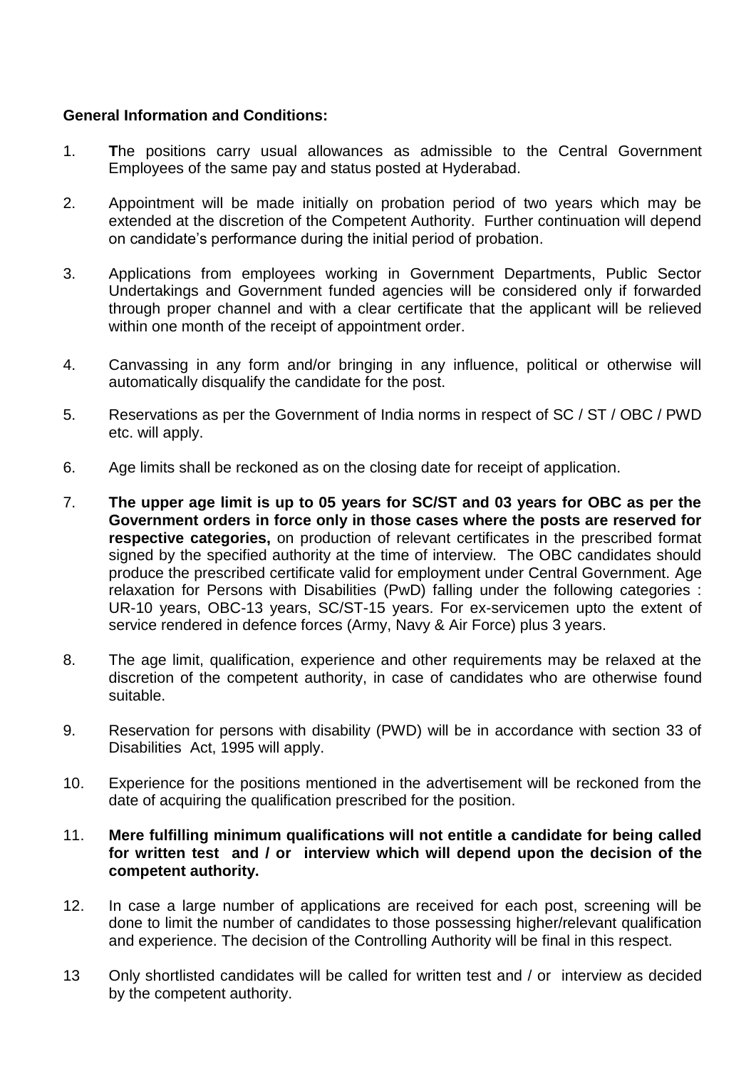**General Information and Conditions:**

1. **T**he positions carry usual allowances as admissible to the Central Government Employees of the same pay and status posted at Hyderabad.

2. Appointment will be made initially on probation period of two years which may be extended at the discretion of the Competent Authority. Further continuation will depend on candidate's performance during the initial period of probation.

3. Applications from employees working in Government Departments, Public Sector Undertakings and Government funded agencies will be considered only if forwarded through proper channel and with a clear certificate that the applicant will be relieved within one month of the receipt of appointment order.

4. Canvassing in any form and/or bringing in any influence, political or otherwise will automatically disqualify the candidate for the post.

5. Reservations as per the Government of India norms in respect of SC / ST / OBC / PWD etc. will apply.

6. Age limits shall be reckoned as on the closing date for receipt of application.

7. **The upper age limit is up to 05 years for SC/ST and 03 years for OBC as per the Government orders in force only in those cases where the posts are reserved for respective categories,** on production of relevant certificates in the prescribed format signed by the specified authority at the time of interview. The OBC candidates should produce the prescribed certificate valid for employment under Central Government. Age relaxation for Persons with Disabilities (PwD) falling under the following categories : UR-10 years, OBC-13 years, SC/ST-15 years. For ex-servicemen upto the extent of service rendered in defence forces (Army, Navy & Air Force) plus 3 years.

8. The age limit, qualification, experience and other requirements may be relaxed at the discretion of the competent authority, in case of candidates who are otherwise found suitable.

9. Reservation for persons with disability (PWD) will be in accordance with section 33 of Disabilities Act, 1995 will apply.

10. Experience for the positions mentioned in the advertisement will be reckoned from the date of acquiring the qualification prescribed for the position.

11. **Mere fulfilling minimum qualifications will not entitle a candidate for being called for written test and / or interview which will depend upon the decision of the competent authority.**

12. In case a large number of applications are received for each post, screening will be done to limit the number of candidates to those possessing higher/relevant qualification and experience. The decision of the Controlling Authority will be final in this respect.

13. Only shortlisted candidates will be called for written test and / or interview as decided by the competent authority.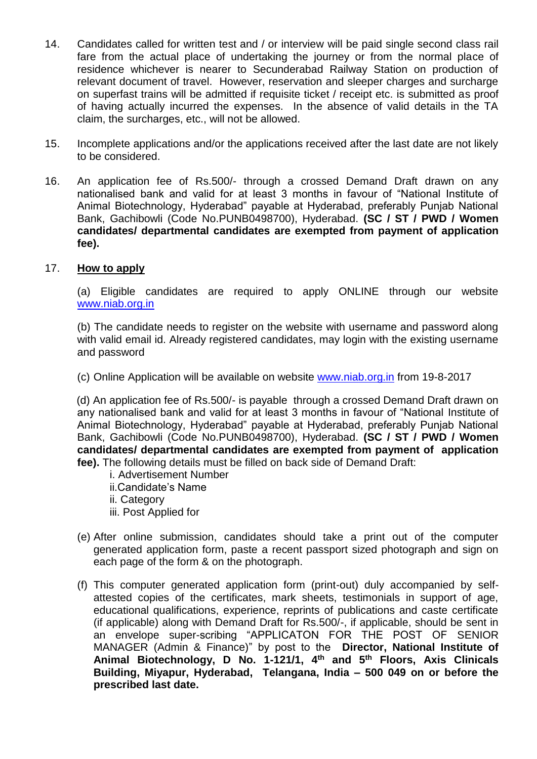14. Candidates called for written test and / or interview will be paid single second class rail fare from the actual place of undertaking the journey or from the normal place of residence whichever is nearer to Secunderabad Railway Station on production of relevant document of travel. However, reservation and sleeper charges and surcharge on superfast trains will be admitted if requisite ticket / receipt etc. is submitted as proof of having actually incurred the expenses. In the absence of valid details in the TA claim, the surcharges, etc., will not be allowed.

15. Incomplete applications and/or the applications received after the last date are not likely to be considered.

16. An application fee of Rs.500/- through a crossed Demand Draft drawn on any nationalised bank and valid for at least 3 months in favour of "National Institute of Animal Biotechnology, Hyderabad" payable at Hyderabad, preferably Punjab National Bank, Gachibowli (Code No.PUNB0498700), Hyderabad. **(SC / ST / PWD / Women candidates/ departmental candidates are exempted from payment of application fee).**

17. **How to apply**

(a) Eligible candidates are required to apply ONLINE through our website www.niab.org.in

(b) The candidate needs to register on the website with username and password along with valid email id. Already registered candidates, may login with the existing username and password

(c) Online Application will be available on website www.niab.org.in from 19-8-2017

(d) An application fee of Rs.500/- is payable through a crossed Demand Draft drawn on any nationalised bank and valid for at least 3 months in favour of "National Institute of Animal Biotechnology, Hyderabad" payable at Hyderabad, preferably Punjab National Bank, Gachibowli (Code No.PUNB0498700), Hyderabad. **(SC / ST / PWD / Women candidates/ departmental candidates are exempted from payment of application fee).** The following details must be filled on back side of Demand Draft:

i. Advertisement Number
ii.Candidate's Name
ii. Category
iii. Post Applied for

(e) After online submission, candidates should take a print out of the computer generated application form, paste a recent passport sized photograph and sign on each page of the form & on the photograph.

(f) This computer generated application form (print-out) duly accompanied by self-attested copies of the certificates, mark sheets, testimonials in support of age, educational qualifications, experience, reprints of publications and caste certificate (if applicable) along with Demand Draft for Rs.500/-, if applicable, should be sent in an envelope super-scribing "APPLICATON FOR THE POST OF SENIOR MANAGER (Admin & Finance)" by post to the **Director, National Institute of Animal Biotechnology, D No. 1-121/1, 4th and 5th Floors, Axis Clinicals Building, Miyapur, Hyderabad, Telangana, India – 500 049 on or before the prescribed last date.**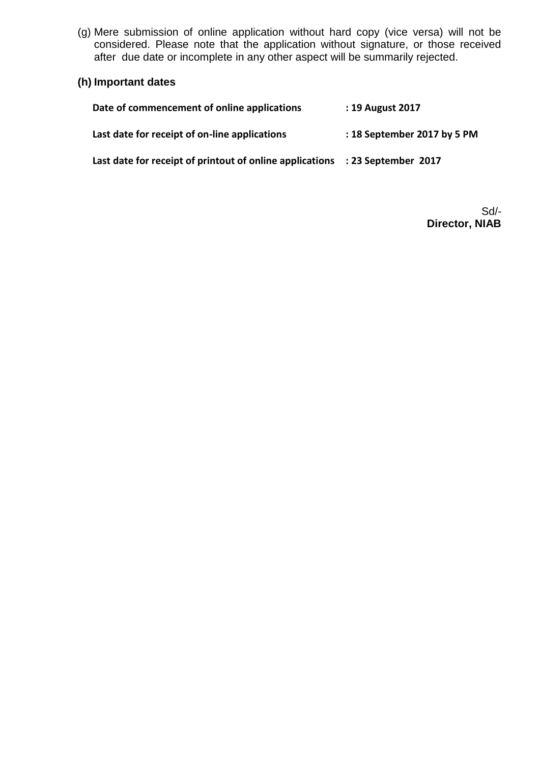(g) Mere submission of online application without hard copy (vice versa) will not be considered. Please note that the application without signature, or those received after due date or incomplete in any other aspect will be summarily rejected.

**(h) Important dates**

| | |
|---|---|
| **Date of commencement of online applications** | **: 19 August 2017** |
| **Last date for receipt of on-line applications** | **: 18 September 2017 by 5 PM** |
| **Last date for receipt of printout of online applications** | **: 23 September 2017** |

Sd/-
**Director, NIAB**